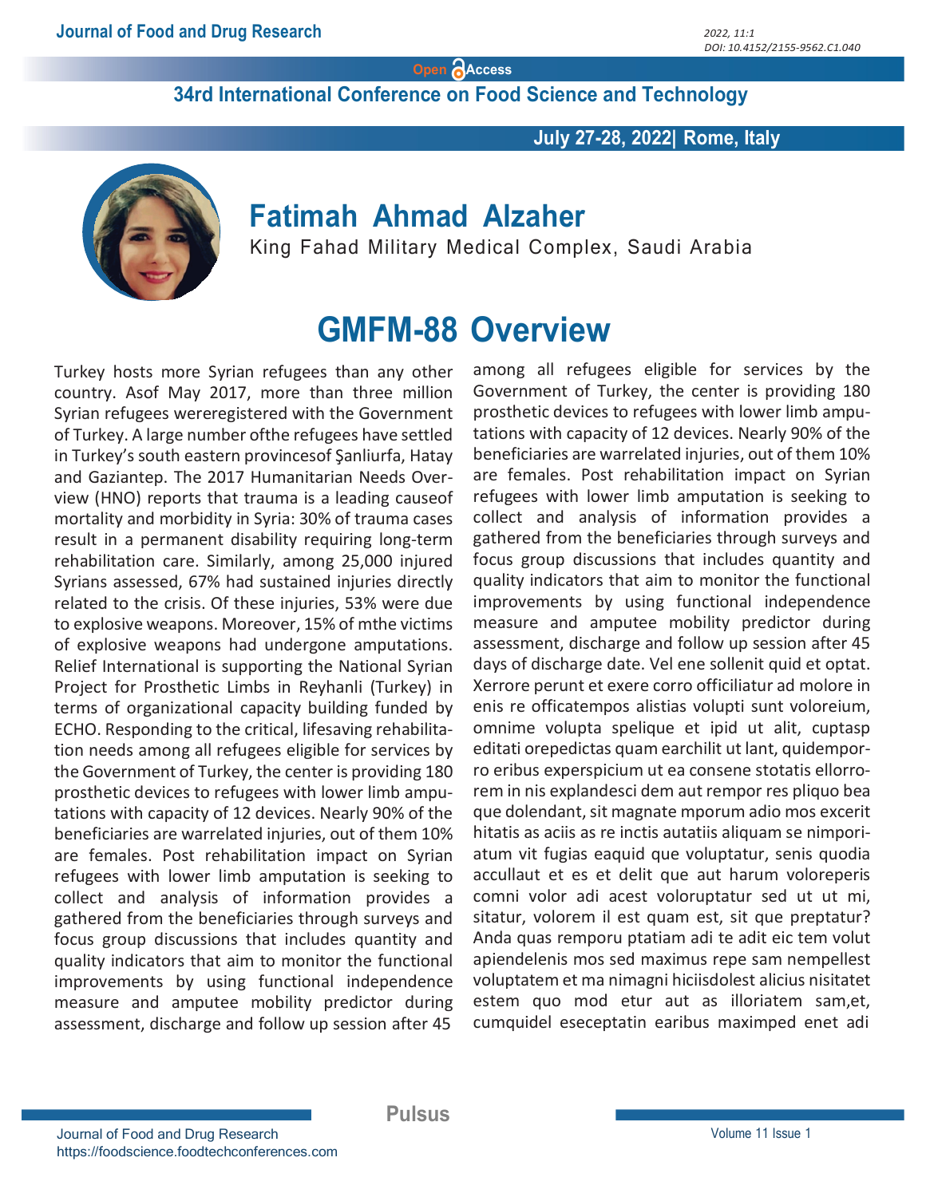# 34rd International Conference on Food Science and Technology

**July 27-28, 2022| Rome, Italy**

## Fatimah Ahmad Alzaher

King Fahad Military Medical Complex, Saudi Arabia

# GMFM-88 Overview

Turkey hosts more Syrian refugees than any other country. Asof May 2017, more than three million Syrian refugees wereregistered with the Government of Turkey. A large number ofthe refugees have settled in Turkey's south eastern provincesof Şanliurfa, Hatay and Gaziantep. The 2017 Humanitarian Needs Overview (HNO) reports that trauma is a leading causeof mortality and morbidity in Syria: 30% of trauma cases result in a permanent disability requiring long-term rehabilitation care. Similarly, among 25,000 injured Syrians assessed, 67% had sustained injuries directly related to the crisis. Of these injuries, 53% were due to explosive weapons. Moreover, 15% of mthe victims of explosive weapons had undergone amputations. Relief International is supporting the National Syrian Project for Prosthetic Limbs in Reyhanli (Turkey) in terms of organizational capacity building funded by ECHO. Responding to the critical, lifesaving rehabilitation needs among all refugees eligible for services by the Government of Turkey, the center is providing 180 prosthetic devices to refugees with lower limb amputations with capacity of 12 devices. Nearly 90% of the beneficiaries are warrelated injuries, out of them 10% are females. Post rehabilitation impact on Syrian refugees with lower limb amputation is seeking to collect and analysis of information provides a gathered from the beneficiaries through surveys and focus group discussions that includes quantity and quality indicators that aim to monitor the functional improvements by using functional independence measure and amputee mobility predictor during assessment, discharge and follow up session after 45 among all refugees eligible for services by the Government of Turkey, the center is providing 180 prosthetic devices to refugees with lower limb amputations with capacity of 12 devices. Nearly 90% of the beneficiaries are warrelated injuries, out of them 10% are females. Post rehabilitation impact on Syrian refugees with lower limb amputation is seeking to collect and analysis of information provides a gathered from the beneficiaries through surveys and focus group discussions that includes quantity and quality indicators that aim to monitor the functional improvements by using functional independence measure and amputee mobility predictor during assessment, discharge and follow up session after 45 days of discharge date. Vel ene sollenit quid et optat. Xerrore perunt et exere corro officiliatur ad molore in enis re officatempos alistias volupti sunt voloreium, omnime volupta spelique et ipid ut alit, cuptasp editati orepedictas quam earchilit ut lant, quidemporro eribus experspicium ut ea consene stotatis ellorrorem in nis explandesci dem aut rempor res pliquo bea que dolendant, sit magnate mporum adio mos excerit hitatis as aciis as re inctis autatiis aliquam se nimporiatum vit fugias eaquid que voluptatur, senis quodia accullaut et es et delit que aut harum voloreperis comni volor adi acest voloruptatur sed ut ut mi, sitatur, volorem il est quam est, sit que preptatur? Anda quas remporu ptatiam adi te adit eic tem volut apiendelenis mos sed maximus repe sam nempellest voluptatem et ma nimagni hiciisdolest alicius nisitatet estem quo mod etur aut as illoriatem sam,et, cumquidel eseceptatin earibus maximped enet adi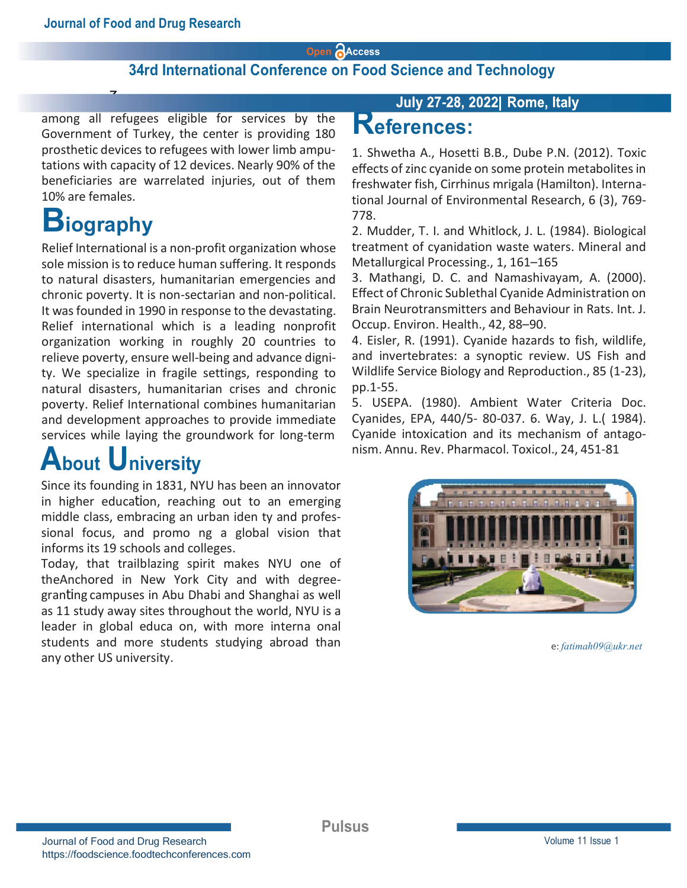among all refugees eligible for services by the Government of Turkey, the center is providing 180 prosthetic devices to refugees with lower limb amputations with capacity of 12 devices. Nearly 90% of the beneficiaries are warrelated injuries, out of them 10% are females.

# Biography

Relief International is a non-profit organization whose sole mission is to reduce human suffering. It responds to natural disasters, humanitarian emergencies and chronic poverty. It is non-sectarian and non-political. It was founded in 1990 in response to the devastating. Relief international which is a leading nonprofit organization working in roughly 20 countries to relieve poverty, ensure well-being and advance dignity. We specialize in fragile settings, responding to natural disasters, humanitarian crises and chronic poverty. Relief International combines humanitarian and development approaches to provide immediate services while laying the groundwork for long-term

# About University

Since its founding in 1831, NYU has been an innovator in higher education, reaching out to an emerging middle class, embracing an urban iden ty and professional focus, and promo ng a global vision that informs its 19 schools and colleges.

Today, that trailblazing spirit makes NYU one of theAnchored in New York City and with degree-granting campuses in Abu Dhabi and Shanghai as well as 11 study away sites throughout the world, NYU is a leader in global educa on, with more interna onal students and more students studying abroad than any other US university.

# References:

1. Shwetha A., Hosetti B.B., Dube P.N. (2012). Toxic effects of zinc cyanide on some protein metabolites in freshwater fish, Cirrhinus mrigala (Hamilton). International Journal of Environmental Research, 6 (3), 769-778.
2. Mudder, T. I. and Whitlock, J. L. (1984). Biological treatment of cyanidation waste waters. Mineral and Metallurgical Processing., 1, 161–165
3. Mathangi, D. C. and Namashivayam, A. (2000). Effect of Chronic Sublethal Cyanide Administration on Brain Neurotransmitters and Behaviour in Rats. Int. J. Occup. Environ. Health., 42, 88–90.
4. Eisler, R. (1991). Cyanide hazards to fish, wildlife, and invertebrates: a synoptic review. US Fish and Wildlife Service Biology and Reproduction., 85 (1-23), pp.1-55.
5. USEPA. (1980). Ambient Water Criteria Doc. Cyanides, EPA, 440/5- 80-037. 6. Way, J. L.( 1984). Cyanide intoxication and its mechanism of antagonism. Annu. Rev. Pharmacol. Toxicol., 24, 451-81

e: *fatimah09@ukr.net*